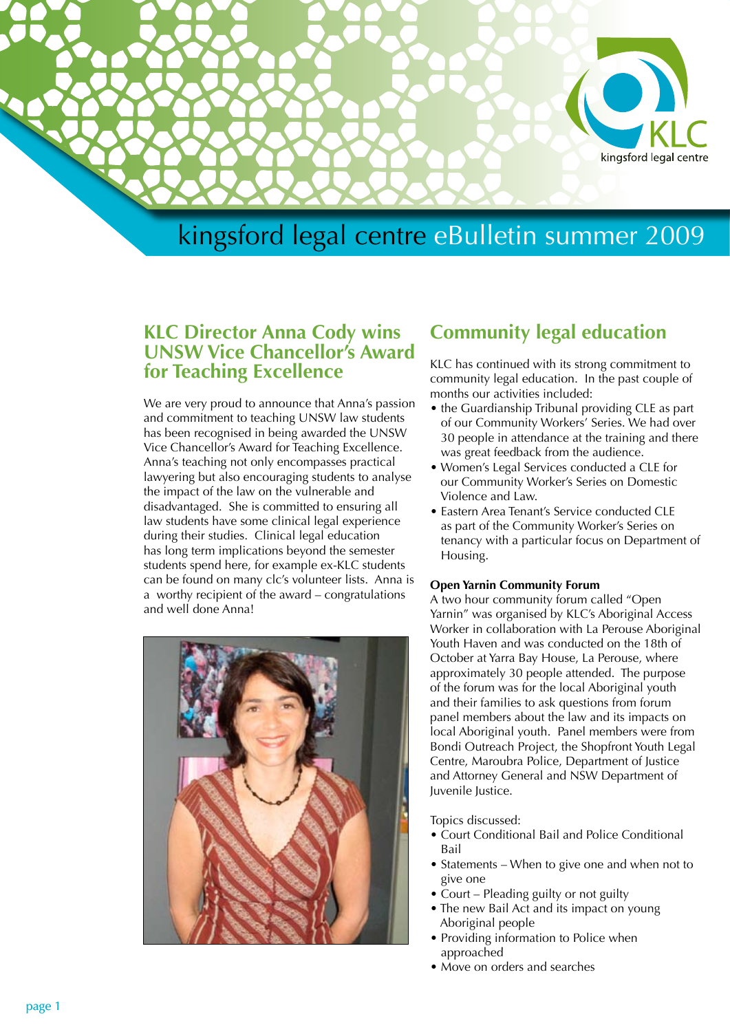# kingsford legal centre eBulletin summer 2009

## KLC Director Anna Cody wins UNSW Vice Chancellor's Award for Teaching Excellence

We are very proud to announce that Anna's passion and commitment to teaching UNSW law students has been recognised in being awarded the UNSW Vice Chancellor's Award for Teaching Excellence. Anna's teaching not only encompasses practical lawyering but also encouraging students to analyse the impact of the law on the vulnerable and disadvantaged. She is committed to ensuring all law students have some clinical legal experience during their studies. Clinical legal education has long term implications beyond the semester students spend here, for example ex-KLC students can be found on many clc's volunteer lists. Anna is a worthy recipient of the award – congratulations and well done Anna!

## Community legal education

KLC has continued with its strong commitment to community legal education. In the past couple of months our activities included:

- the Guardianship Tribunal providing CLE as part of our Community Workers' Series. We had over 30 people in attendance at the training and there was great feedback from the audience.
- Women's Legal Services conducted a CLE for our Community Worker's Series on Domestic Violence and Law.
- Eastern Area Tenant's Service conducted CLE as part of the Community Worker's Series on tenancy with a particular focus on Department of Housing.

**Open Yarnin Community Forum**

A two hour community forum called "Open Yarnin" was organised by KLC's Aboriginal Access Worker in collaboration with La Perouse Aboriginal Youth Haven and was conducted on the 18th of October at Yarra Bay House, La Perouse, where approximately 30 people attended. The purpose of the forum was for the local Aboriginal youth and their families to ask questions from forum panel members about the law and its impacts on local Aboriginal youth. Panel members were from Bondi Outreach Project, the Shopfront Youth Legal Centre, Maroubra Police, Department of Justice and Attorney General and NSW Department of Juvenile Justice.

Topics discussed:

- Court Conditional Bail and Police Conditional Bail
- Statements – When to give one and when not to give one
- Court – Pleading guilty or not guilty
- The new Bail Act and its impact on young Aboriginal people
- Providing information to Police when approached
- Move on orders and searches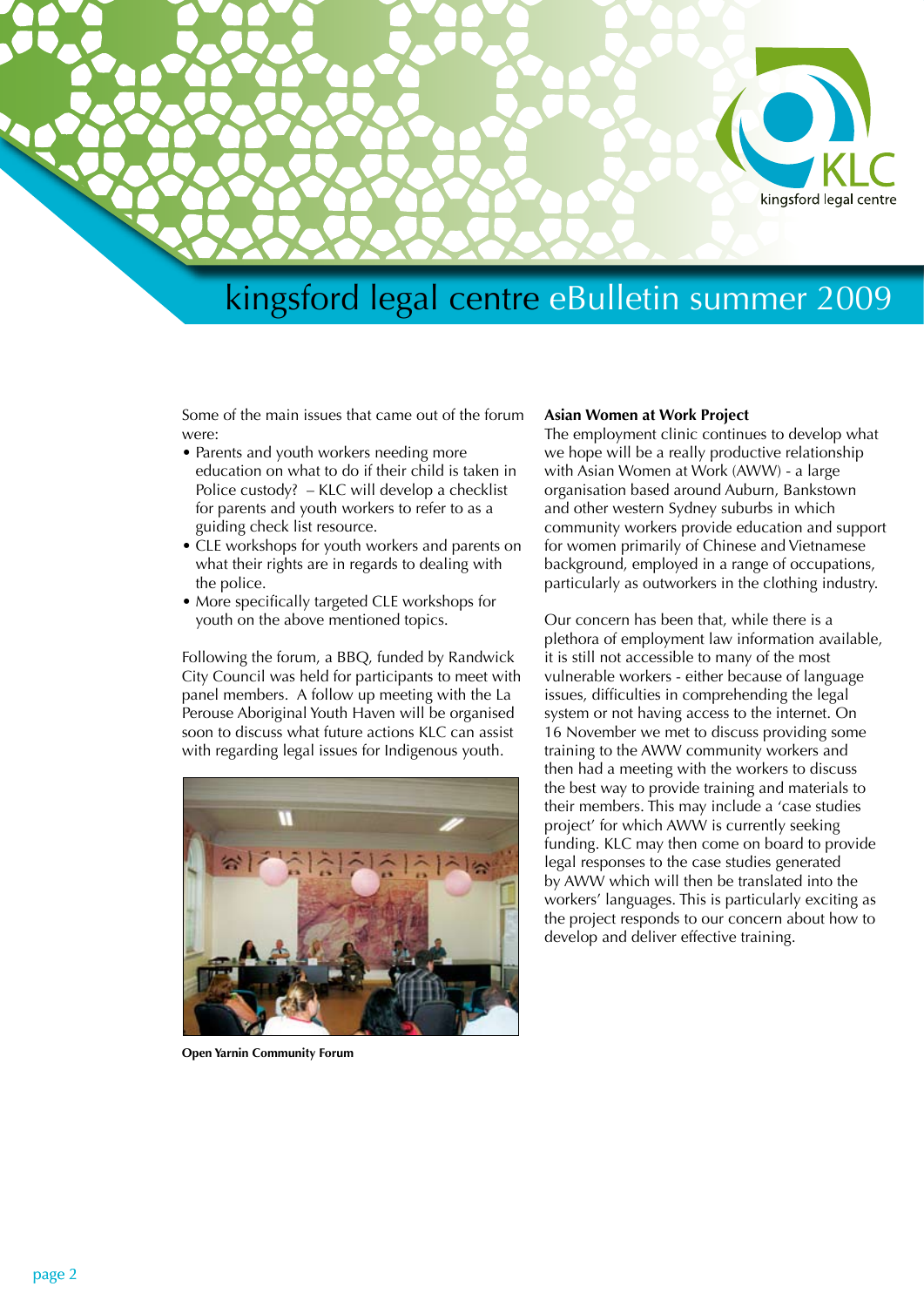# kingsford legal centre eBulletin summer 2009

Some of the main issues that came out of the forum were:

- Parents and youth workers needing more education on what to do if their child is taken in Police custody? – KLC will develop a checklist for parents and youth workers to refer to as a guiding check list resource.
- CLE workshops for youth workers and parents on what their rights are in regards to dealing with the police.
- More specifically targeted CLE workshops for youth on the above mentioned topics.

Following the forum, a BBQ, funded by Randwick City Council was held for participants to meet with panel members. A follow up meeting with the La Perouse Aboriginal Youth Haven will be organised soon to discuss what future actions KLC can assist with regarding legal issues for Indigenous youth.

**Open Yarnin Community Forum**

**Asian Women at Work Project**

The employment clinic continues to develop what we hope will be a really productive relationship with Asian Women at Work (AWW) - a large organisation based around Auburn, Bankstown and other western Sydney suburbs in which community workers provide education and support for women primarily of Chinese and Vietnamese background, employed in a range of occupations, particularly as outworkers in the clothing industry.

Our concern has been that, while there is a plethora of employment law information available, it is still not accessible to many of the most vulnerable workers - either because of language issues, difficulties in comprehending the legal system or not having access to the internet. On 16 November we met to discuss providing some training to the AWW community workers and then had a meeting with the workers to discuss the best way to provide training and materials to their members. This may include a 'case studies project' for which AWW is currently seeking funding. KLC may then come on board to provide legal responses to the case studies generated by AWW which will then be translated into the workers' languages. This is particularly exciting as the project responds to our concern about how to develop and deliver effective training.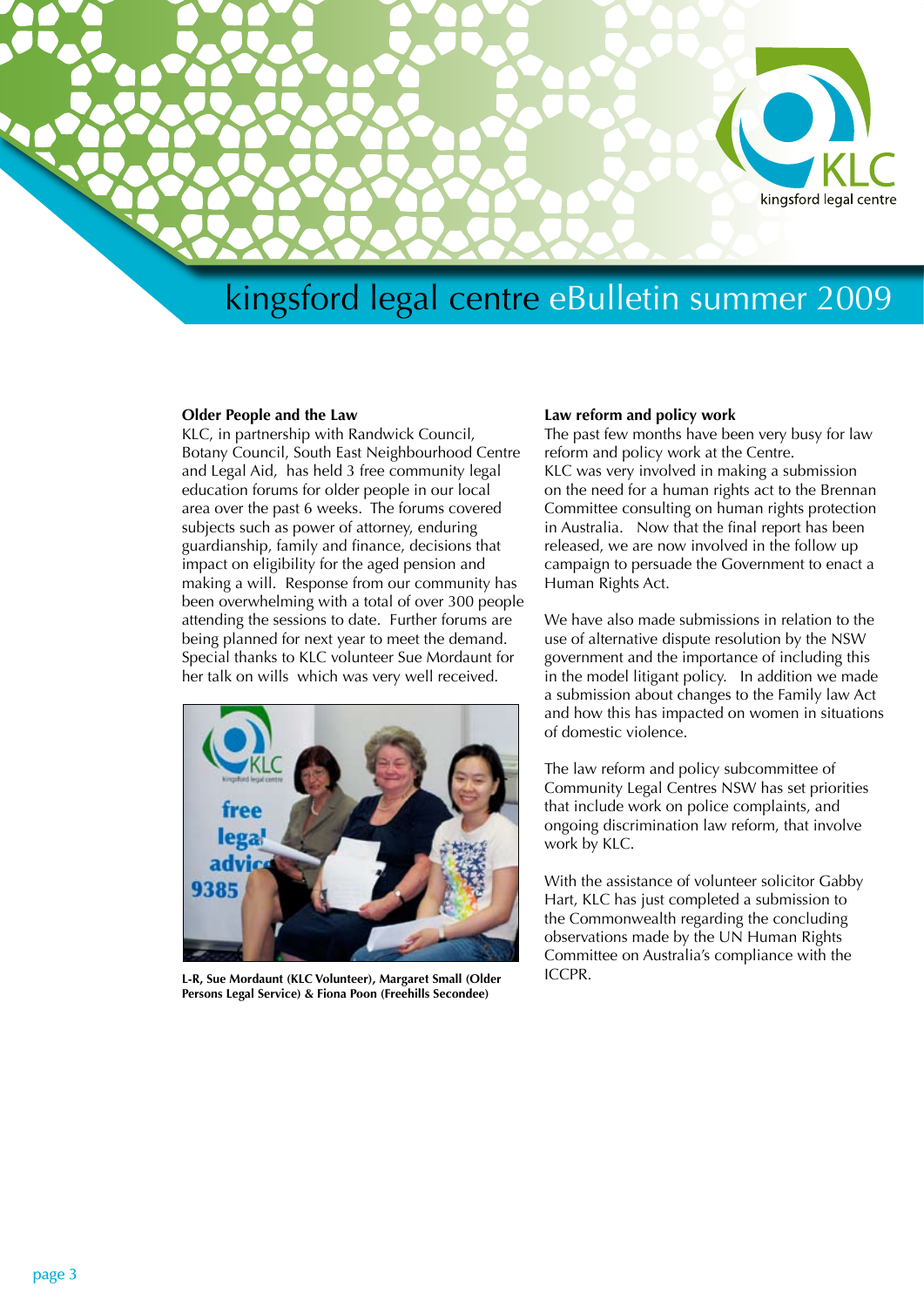# kingsford legal centre eBulletin summer 2009

**Older People and the Law**

KLC, in partnership with Randwick Council, Botany Council, South East Neighbourhood Centre and Legal Aid, has held 3 free community legal education forums for older people in our local area over the past 6 weeks. The forums covered subjects such as power of attorney, enduring guardianship, family and finance, decisions that impact on eligibility for the aged pension and making a will. Response from our community has been overwhelming with a total of over 300 people attending the sessions to date. Further forums are being planned for next year to meet the demand. Special thanks to KLC volunteer Sue Mordaunt for her talk on wills which was very well received.

**L-R, Sue Mordaunt (KLC Volunteer), Margaret Small (Older Persons Legal Service) & Fiona Poon (Freehills Secondee)**

**Law reform and policy work**

The past few months have been very busy for law reform and policy work at the Centre.
KLC was very involved in making a submission on the need for a human rights act to the Brennan Committee consulting on human rights protection in Australia. Now that the final report has been released, we are now involved in the follow up campaign to persuade the Government to enact a Human Rights Act.

We have also made submissions in relation to the use of alternative dispute resolution by the NSW government and the importance of including this in the model litigant policy. In addition we made a submission about changes to the Family law Act and how this has impacted on women in situations of domestic violence.

The law reform and policy subcommittee of Community Legal Centres NSW has set priorities that include work on police complaints, and ongoing discrimination law reform, that involve work by KLC.

With the assistance of volunteer solicitor Gabby Hart, KLC has just completed a submission to the Commonwealth regarding the concluding observations made by the UN Human Rights Committee on Australia's compliance with the ICCPR.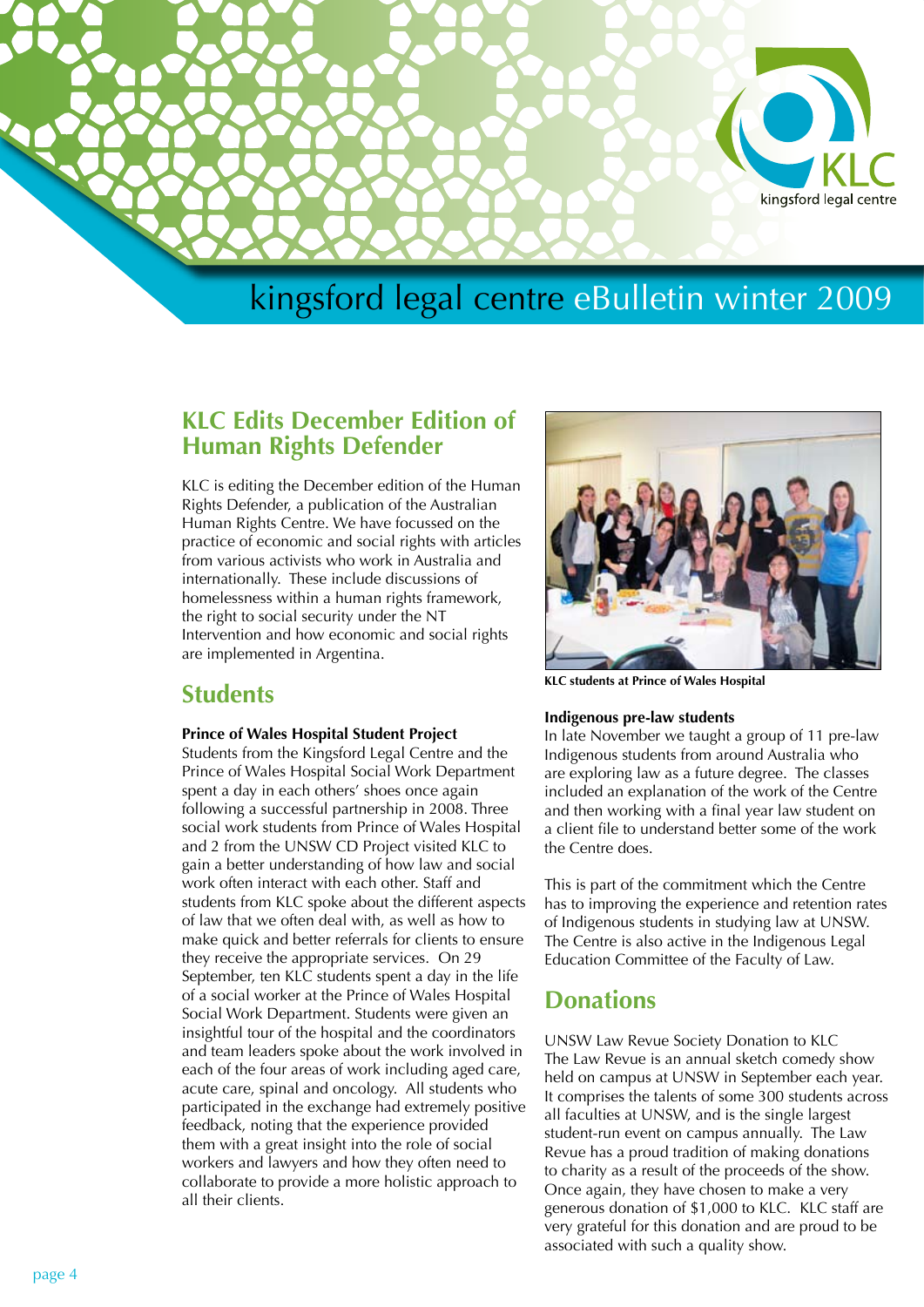# kingsford legal centre eBulletin winter 2009

## KLC Edits December Edition of Human Rights Defender

KLC is editing the December edition of the Human Rights Defender, a publication of the Australian Human Rights Centre. We have focussed on the practice of economic and social rights with articles from various activists who work in Australia and internationally. These include discussions of homelessness within a human rights framework, the right to social security under the NT Intervention and how economic and social rights are implemented in Argentina.

## Students

**Prince of Wales Hospital Student Project**

Students from the Kingsford Legal Centre and the Prince of Wales Hospital Social Work Department spent a day in each others' shoes once again following a successful partnership in 2008. Three social work students from Prince of Wales Hospital and 2 from the UNSW CD Project visited KLC to gain a better understanding of how law and social work often interact with each other. Staff and students from KLC spoke about the different aspects of law that we often deal with, as well as how to make quick and better referrals for clients to ensure they receive the appropriate services. On 29 September, ten KLC students spent a day in the life of a social worker at the Prince of Wales Hospital Social Work Department. Students were given an insightful tour of the hospital and the coordinators and team leaders spoke about the work involved in each of the four areas of work including aged care, acute care, spinal and oncology. All students who participated in the exchange had extremely positive feedback, noting that the experience provided them with a great insight into the role of social workers and lawyers and how they often need to collaborate to provide a more holistic approach to all their clients.

**KLC students at Prince of Wales Hospital**

**Indigenous pre-law students**

In late November we taught a group of 11 pre-law Indigenous students from around Australia who are exploring law as a future degree. The classes included an explanation of the work of the Centre and then working with a final year law student on a client file to understand better some of the work the Centre does.

This is part of the commitment which the Centre has to improving the experience and retention rates of Indigenous students in studying law at UNSW. The Centre is also active in the Indigenous Legal Education Committee of the Faculty of Law.

## Donations

UNSW Law Revue Society Donation to KLC

The Law Revue is an annual sketch comedy show held on campus at UNSW in September each year. It comprises the talents of some 300 students across all faculties at UNSW, and is the single largest student-run event on campus annually. The Law Revue has a proud tradition of making donations to charity as a result of the proceeds of the show. Once again, they have chosen to make a very generous donation of $1,000 to KLC. KLC staff are very grateful for this donation and are proud to be associated with such a quality show.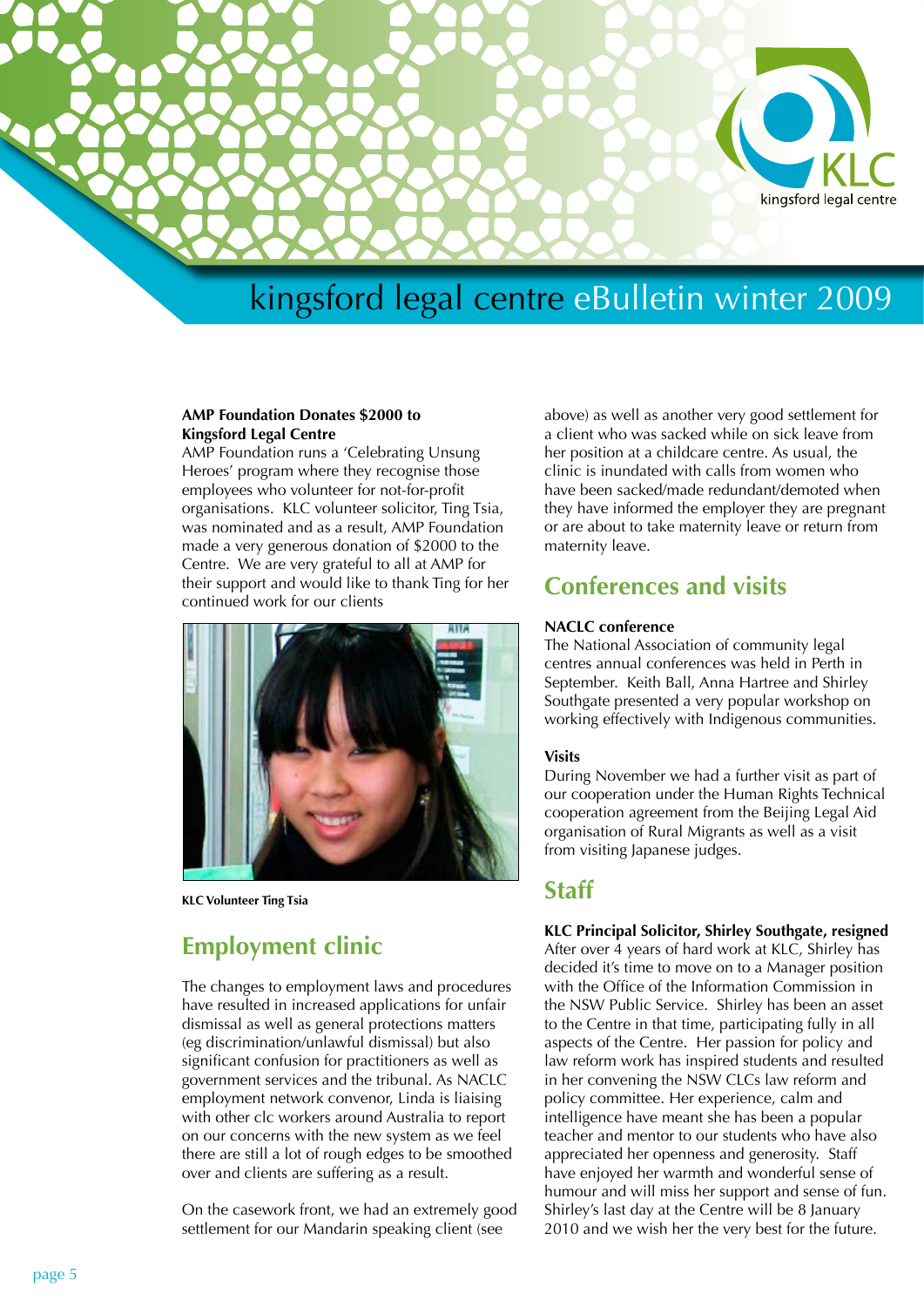# kingsford legal centre eBulletin winter 2009

**AMP Foundation Donates $2000 to Kingsford Legal Centre**

AMP Foundation runs a 'Celebrating Unsung Heroes' program where they recognise those employees who volunteer for not-for-profit organisations. KLC volunteer solicitor, Ting Tsia, was nominated and as a result, AMP Foundation made a very generous donation of $2000 to the Centre. We are very grateful to all at AMP for their support and would like to thank Ting for her continued work for our clients

**KLC Volunteer Ting Tsia**

## Employment clinic

The changes to employment laws and procedures have resulted in increased applications for unfair dismissal as well as general protections matters (eg discrimination/unlawful dismissal) but also significant confusion for practitioners as well as government services and the tribunal. As NACLC employment network convenor, Linda is liaising with other clc workers around Australia to report on our concerns with the new system as we feel there are still a lot of rough edges to be smoothed over and clients are suffering as a result.

On the casework front, we had an extremely good settlement for our Mandarin speaking client (see above) as well as another very good settlement for a client who was sacked while on sick leave from her position at a childcare centre. As usual, the clinic is inundated with calls from women who have been sacked/made redundant/demoted when they have informed the employer they are pregnant or are about to take maternity leave or return from maternity leave.

## Conferences and visits

**NACLC conference**

The National Association of community legal centres annual conferences was held in Perth in September. Keith Ball, Anna Hartree and Shirley Southgate presented a very popular workshop on working effectively with Indigenous communities.

**Visits**

During November we had a further visit as part of our cooperation under the Human Rights Technical cooperation agreement from the Beijing Legal Aid organisation of Rural Migrants as well as a visit from visiting Japanese judges.

## Staff

**KLC Principal Solicitor, Shirley Southgate, resigned**

After over 4 years of hard work at KLC, Shirley has decided it's time to move on to a Manager position with the Office of the Information Commission in the NSW Public Service. Shirley has been an asset to the Centre in that time, participating fully in all aspects of the Centre. Her passion for policy and law reform work has inspired students and resulted in her convening the NSW CLCs law reform and policy committee. Her experience, calm and intelligence have meant she has been a popular teacher and mentor to our students who have also appreciated her openness and generosity. Staff have enjoyed her warmth and wonderful sense of humour and will miss her support and sense of fun. Shirley's last day at the Centre will be 8 January 2010 and we wish her the very best for the future.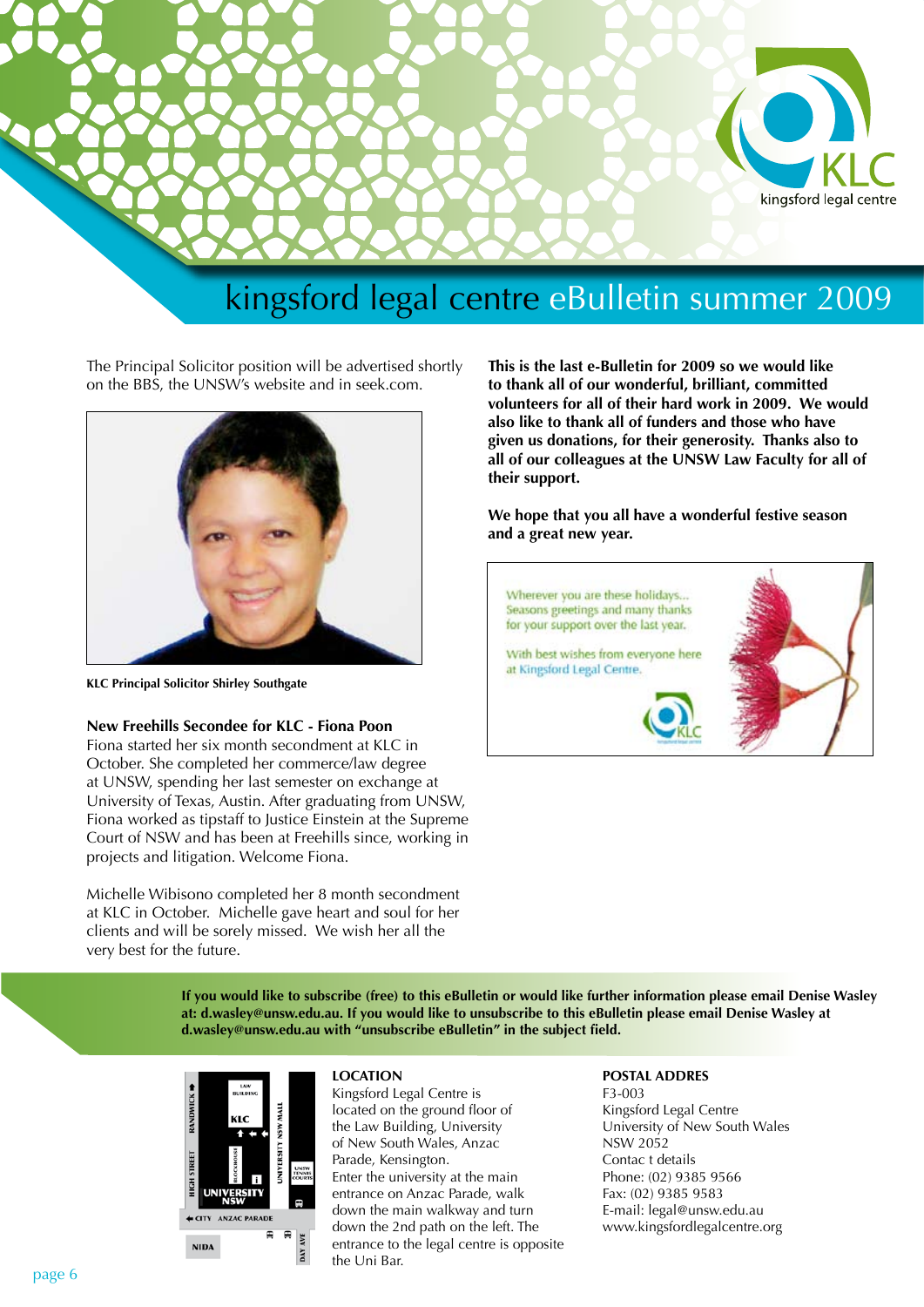# kingsford legal centre eBulletin summer 2009

The Principal Solicitor position will be advertised shortly on the BBS, the UNSW's website and in seek.com.

**KLC Principal Solicitor Shirley Southgate**

**New Freehills Secondee for KLC - Fiona Poon**

Fiona started her six month secondment at KLC in October. She completed her commerce/law degree at UNSW, spending her last semester on exchange at University of Texas, Austin. After graduating from UNSW, Fiona worked as tipstaff to Justice Einstein at the Supreme Court of NSW and has been at Freehills since, working in projects and litigation. Welcome Fiona.

Michelle Wibisono completed her 8 month secondment at KLC in October. Michelle gave heart and soul for her clients and will be sorely missed. We wish her all the very best for the future.

**This is the last e-Bulletin for 2009 so we would like to thank all of our wonderful, brilliant, committed volunteers for all of their hard work in 2009. We would also like to thank all of funders and those who have given us donations, for their generosity. Thanks also to all of our colleagues at the UNSW Law Faculty for all of their support.**

**We hope that you all have a wonderful festive season and a great new year.**

Wherever you are these holidays...
Seasons greetings and many thanks for your support over the last year.

With best wishes from everyone here at Kingsford Legal Centre.

**If you would like to subscribe (free) to this eBulletin or would like further information please email Denise Wasley at: d.wasley@unsw.edu.au. If you would like to unsubscribe to this eBulletin please email Denise Wasley at d.wasley@unsw.edu.au with "unsubscribe eBulletin" in the subject field.**

**LOCATION**

Kingsford Legal Centre is located on the ground floor of the Law Building, University of New South Wales, Anzac Parade, Kensington.
Enter the university at the main entrance on Anzac Parade, walk down the main walkway and turn down the 2nd path on the left. The entrance to the legal centre is opposite the Uni Bar.

**POSTAL ADDRES**

F3-003
Kingsford Legal Centre
University of New South Wales
NSW 2052
Contac t details
Phone: (02) 9385 9566
Fax: (02) 9385 9583
E-mail: legal@unsw.edu.au
www.kingsfordlegalcentre.org